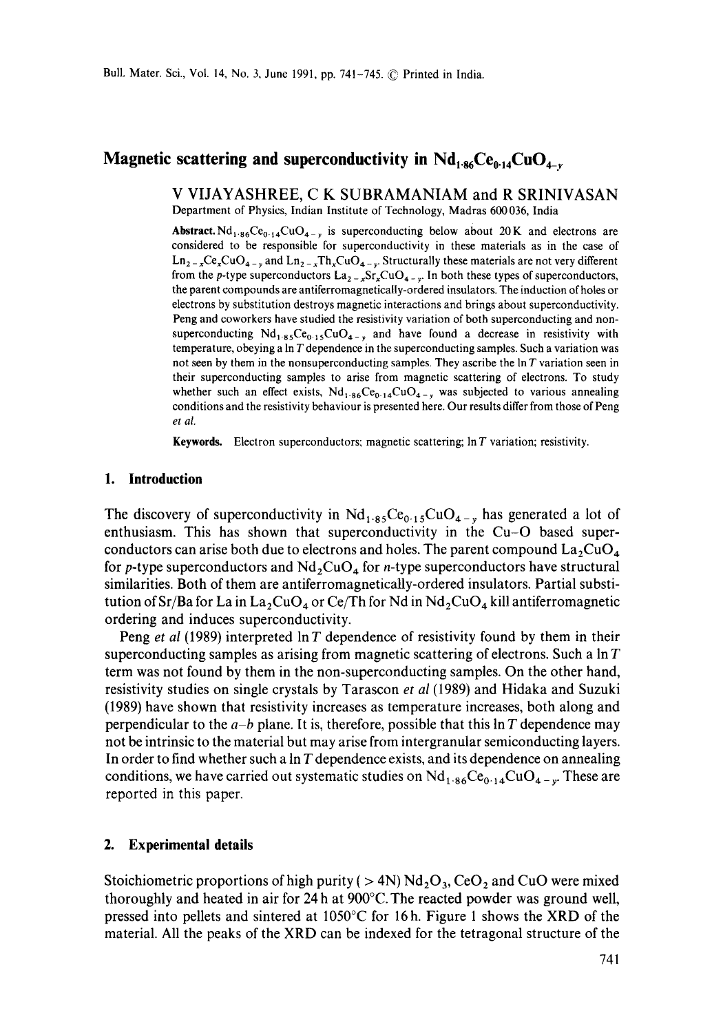# Magnetic scattering and superconductivity in $Nd_{1.86}Ce_{0.14}CuO_{4-y}$

V VIJAYASHREE, C K SUBRAMANIAM and R SRINIVASAN

Department of Physics, Indian Institute of Technology, Madras 600036, India

**Abstract.** $Nd_{1.86}Ce_{0.14}CuO_{4-y}$ is superconducting below about 20 K and electrons are considered to be responsible for superconductivity in these materials as in the case of $Ln_{2-x}Ce_xCuO_{4-y}$ and $Ln_{2-x}Th_xCuO_{4-y}$. Structurally these materials are not very different from the *p*-type superconductors $La_{2-x}Sr_xCuO_{4-y}$. In both these types of superconductors, the parent compounds are antiferromagnetically-ordered insulators. The induction of holes or electrons by substitution destroys magnetic interactions and brings about superconductivity. Peng and coworkers have studied the resistivity variation of both superconducting and non-superconducting $Nd_{1.85}Ce_{0.15}CuO_{4-y}$ and have found a decrease in resistivity with temperature, obeying a $\ln T$ dependence in the superconducting samples. Such a variation was not seen by them in the nonsuperconducting samples. They ascribe the $\ln T$ variation seen in their superconducting samples to arise from magnetic scattering of electrons. To study whether such an effect exists, $Nd_{1.86}Ce_{0.14}CuO_{4-y}$ was subjected to various annealing conditions and the resistivity behaviour is presented here. Our results differ from those of Peng *et al*.

**Keywords.** Electron superconductors; magnetic scattering; $\ln T$ variation; resistivity.

## 1. Introduction

The discovery of superconductivity in $Nd_{1.85}Ce_{0.15}CuO_{4-y}$ has generated a lot of enthusiasm. This has shown that superconductivity in the Cu–O based superconductors can arise both due to electrons and holes. The parent compound $La_2CuO_4$ for *p*-type superconductors and $Nd_2CuO_4$ for *n*-type superconductors have structural similarities. Both of them are antiferromagnetically-ordered insulators. Partial substitution of Sr/Ba for La in $La_2CuO_4$ or Ce/Th for Nd in $Nd_2CuO_4$ kill antiferromagnetic ordering and induces superconductivity.

Peng *et al* (1989) interpreted $\ln T$ dependence of resistivity found by them in their superconducting samples as arising from magnetic scattering of electrons. Such a $\ln T$ term was not found by them in the non-superconducting samples. On the other hand, resistivity studies on single crystals by Tarascon *et al* (1989) and Hidaka and Suzuki (1989) have shown that resistivity increases as temperature increases, both along and perpendicular to the *a–b* plane. It is, therefore, possible that this $\ln T$ dependence may not be intrinsic to the material but may arise from intergranular semiconducting layers. In order to find whether such a $\ln T$ dependence exists, and its dependence on annealing conditions, we have carried out systematic studies on $Nd_{1.86}Ce_{0.14}CuO_{4-y}$. These are reported in this paper.

## 2. Experimental details

Stoichiometric proportions of high purity (> 4N) $Nd_2O_3$, $CeO_2$ and CuO were mixed thoroughly and heated in air for 24 h at 900°C. The reacted powder was ground well, pressed into pellets and sintered at 1050°C for 16 h. Figure 1 shows the XRD of the material. All the peaks of the XRD can be indexed for the tetragonal structure of the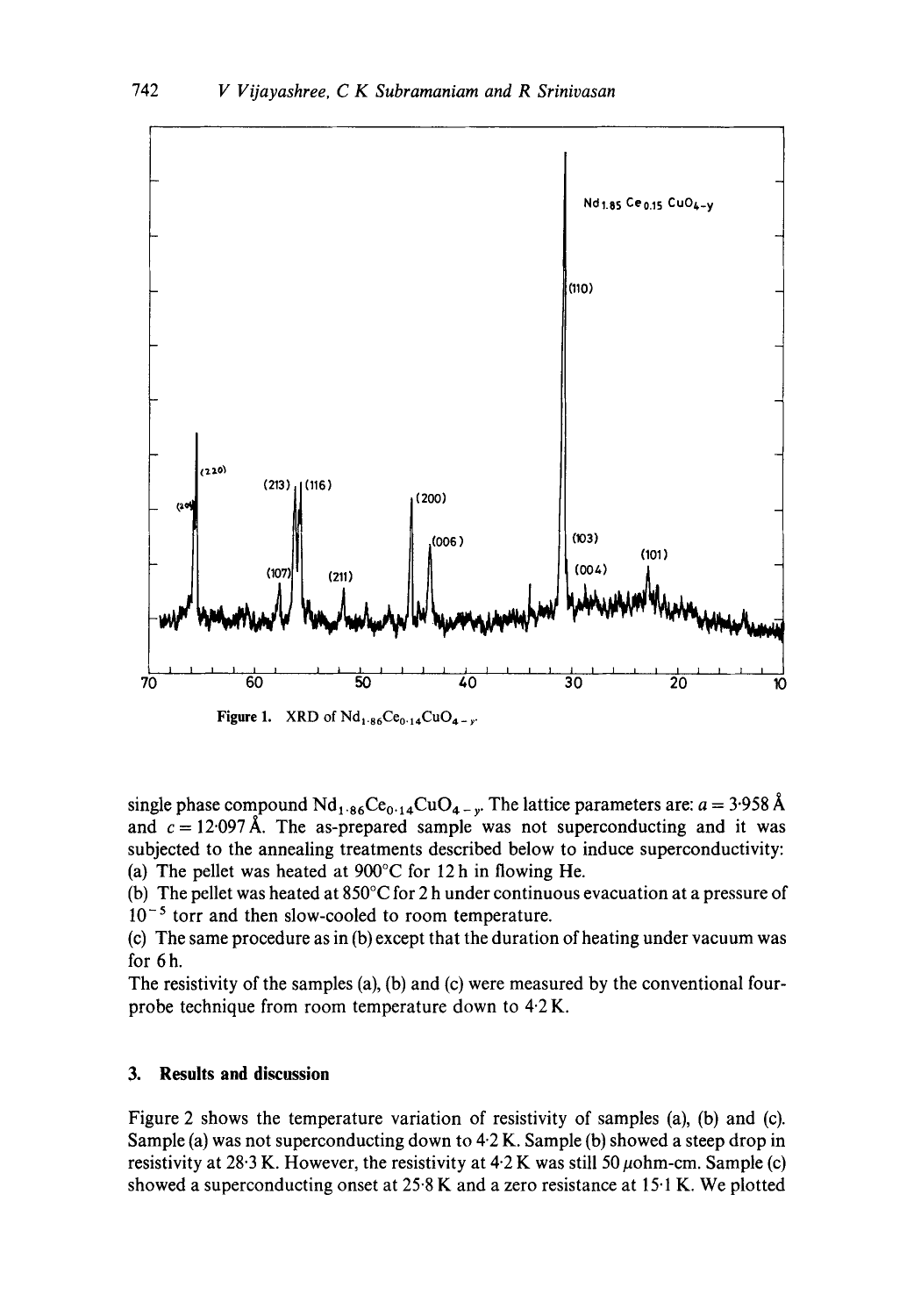Figure 1. XRD of $Nd_{1.86}Ce_{0.14}CuO_{4-y}$.

single phase compound $Nd_{1.86}Ce_{0.14}CuO_{4-y}$. The lattice parameters are: $a = 3.958$ Å and $c = 12.097$ Å. The as-prepared sample was not superconducting and it was subjected to the annealing treatments described below to induce superconductivity:

(a) The pellet was heated at 900°C for 12 h in flowing He.

(b) The pellet was heated at 850°C for 2 h under continuous evacuation at a pressure of $10^{-5}$ torr and then slow-cooled to room temperature.

(c) The same procedure as in (b) except that the duration of heating under vacuum was for 6 h.

The resistivity of the samples (a), (b) and (c) were measured by the conventional four-probe technique from room temperature down to 4.2 K.

## 3. Results and discussion

Figure 2 shows the temperature variation of resistivity of samples (a), (b) and (c). Sample (a) was not superconducting down to 4.2 K. Sample (b) showed a steep drop in resistivity at 28.3 K. However, the resistivity at 4.2 K was still 50 $\mu$ohm-cm. Sample (c) showed a superconducting onset at 25.8 K and a zero resistance at 15.1 K. We plotted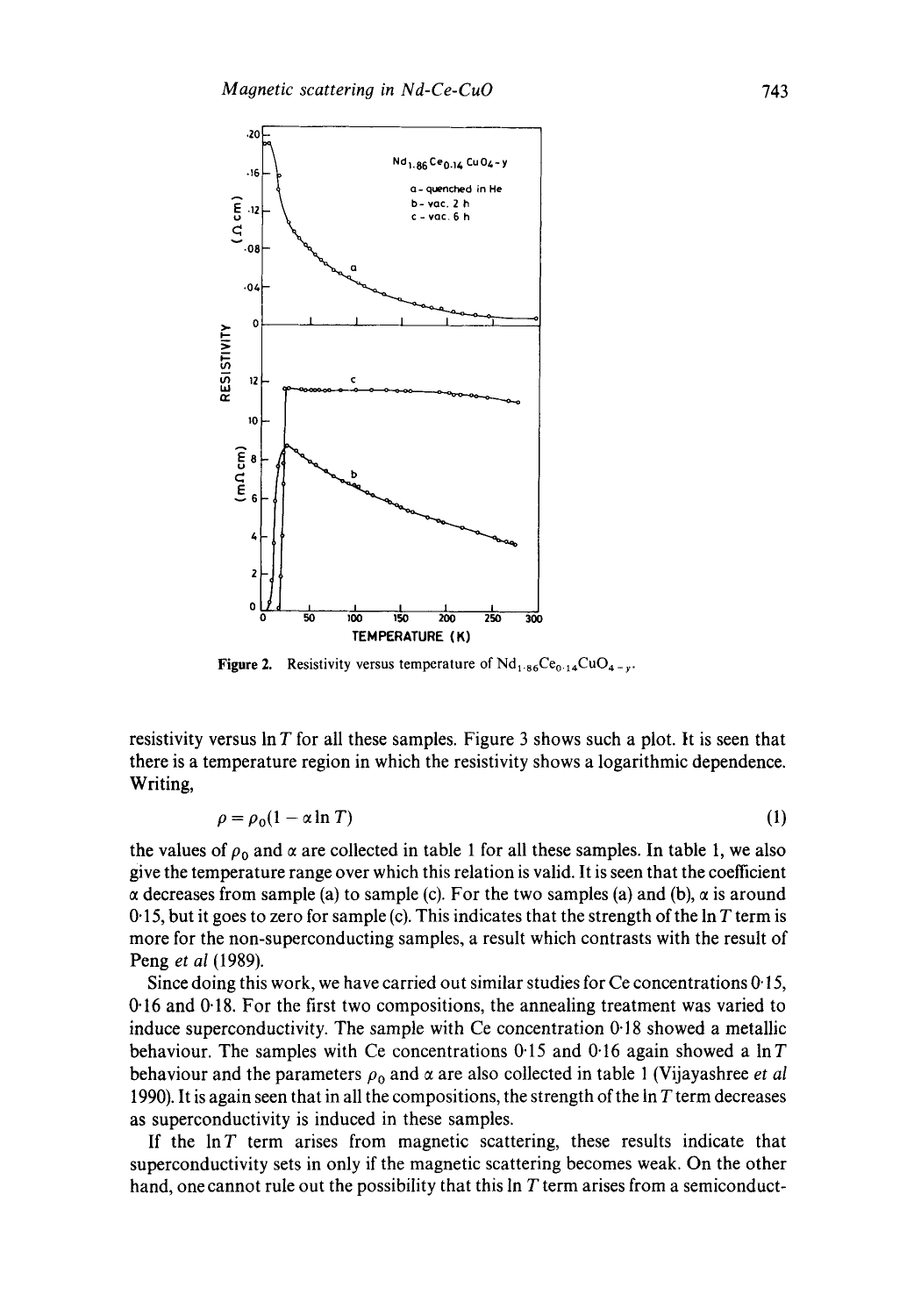Figure 2. Resistivity versus temperature of $Nd_{1.86}Ce_{0.14}CuO_{4-y}$.

resistivity versus $\ln T$ for all these samples. Figure 3 shows such a plot. It is seen that there is a temperature region in which the resistivity shows a logarithmic dependence. Writing,

$$\rho = \rho_0(1 - \alpha \ln T) \tag{1}$$

the values of $\rho_0$ and $\alpha$ are collected in table 1 for all these samples. In table 1, we also give the temperature range over which this relation is valid. It is seen that the coefficient $\alpha$ decreases from sample (a) to sample (c). For the two samples (a) and (b), $\alpha$ is around 0·15, but it goes to zero for sample (c). This indicates that the strength of the $\ln T$ term is more for the non-superconducting samples, a result which contrasts with the result of Peng *et al* (1989).

Since doing this work, we have carried out similar studies for Ce concentrations 0·15, 0·16 and 0·18. For the first two compositions, the annealing treatment was varied to induce superconductivity. The sample with Ce concentration 0·18 showed a metallic behaviour. The samples with Ce concentrations 0·15 and 0·16 again showed a $\ln T$ behaviour and the parameters $\rho_0$ and $\alpha$ are also collected in table 1 (Vijayashree *et al* 1990). It is again seen that in all the compositions, the strength of the $\ln T$ term decreases as superconductivity is induced in these samples.

If the $\ln T$ term arises from magnetic scattering, these results indicate that superconductivity sets in only if the magnetic scattering becomes weak. On the other hand, one cannot rule out the possibility that this $\ln T$ term arises from a semiconduct-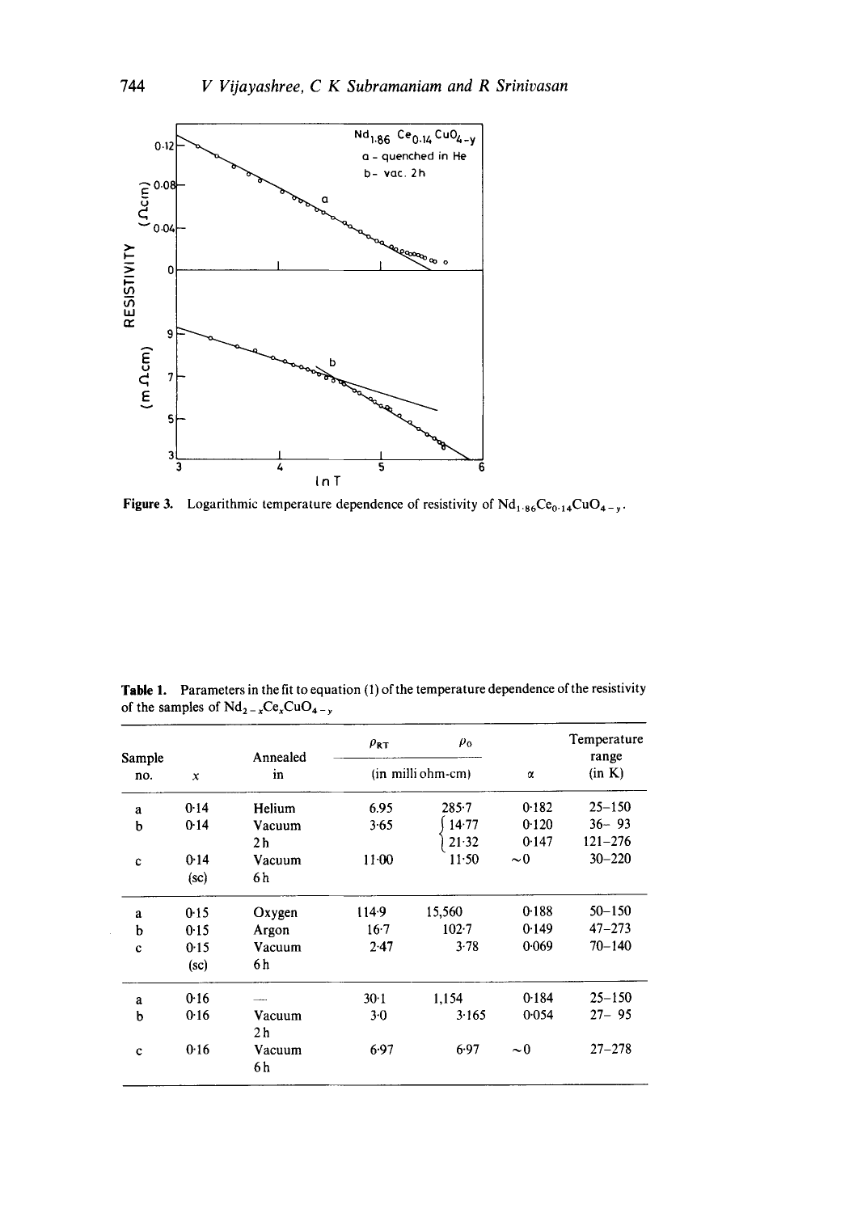Figure 3. Logarithmic temperature dependence of resistivity of $Nd_{1.86}Ce_{0.14}CuO_{4-y}$.

Table 1. Parameters in the fit to equation (1) of the temperature dependence of the resistivity of the samples of $Nd_{2-x}Ce_xCuO_{4-y}$

| Sample no. | $x$ | Annealed in | $\rho_{RT}$ (in milli ohm-cm) | $\rho_0$ (in milli ohm-cm) | $\alpha$ | Temperature range (in K) |
|---|---|---|---|---|---|---|
| a | 0·14 | Helium | 6.95 | 285·7 | 0·182 | 25–150 |
| b | 0·14 | Vacuum 2 h | 3·65 | 14·77 | 0·120 | 36– 93 |
| | | | | 21·32 | 0·147 | 121–276 |
| c | 0·14 (sc) | Vacuum 6 h | 11·00 | 11·50 | ~0 | 30–220 |
| a | 0·15 | Oxygen | 114·9 | 15,560 | 0·188 | 50–150 |
| b | 0·15 | Argon | 16·7 | 102·7 | 0·149 | 47–273 |
| c | 0·15 (sc) | Vacuum 6 h | 2·47 | 3·78 | 0·069 | 70–140 |
| a | 0·16 | — | 30·1 | 1,154 | 0·184 | 25–150 |
| b | 0·16 | Vacuum 2 h | 3·0 | 3·165 | 0·054 | 27– 95 |
| c | 0·16 | Vacuum 6 h | 6·97 | 6·97 | ~0 | 27–278 |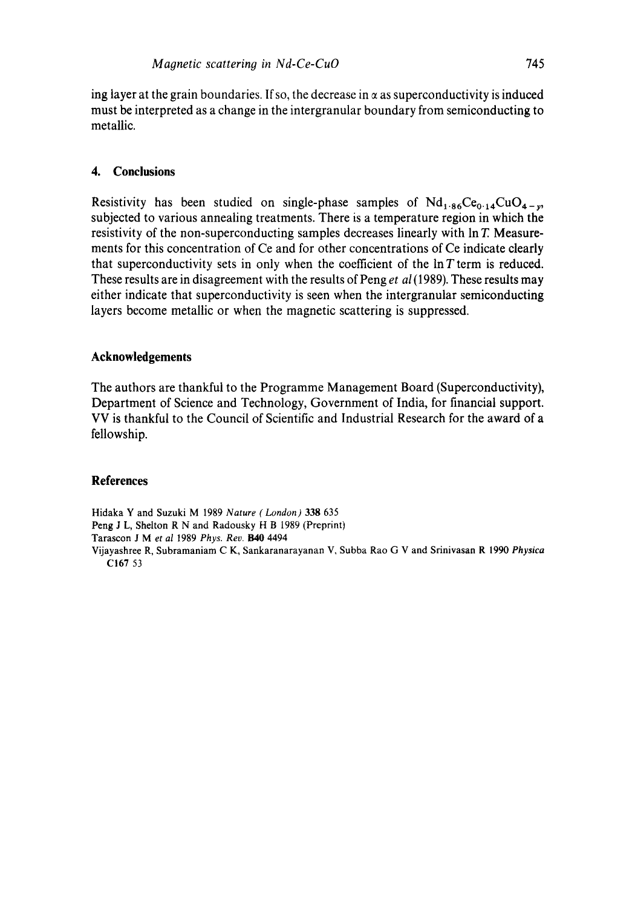ing layer at the grain boundaries. If so, the decrease in $\alpha$ as superconductivity is induced must be interpreted as a change in the intergranular boundary from semiconducting to metallic.

## 4. Conclusions

Resistivity has been studied on single-phase samples of $Nd_{1.86}Ce_{0.14}CuO_{4-y}$, subjected to various annealing treatments. There is a temperature region in which the resistivity of the non-superconducting samples decreases linearly with $\ln T$. Measurements for this concentration of Ce and for other concentrations of Ce indicate clearly that superconductivity sets in only when the coefficient of the $\ln T$ term is reduced. These results are in disagreement with the results of Peng *et al* (1989). These results may either indicate that superconductivity is seen when the intergranular semiconducting layers become metallic or when the magnetic scattering is suppressed.

## Acknowledgements

The authors are thankful to the Programme Management Board (Superconductivity), Department of Science and Technology, Government of India, for financial support. VV is thankful to the Council of Scientific and Industrial Research for the award of a fellowship.

## References

Hidaka Y and Suzuki M 1989 *Nature (London)* **338** 635

Peng J L, Shelton R N and Radousky H B 1989 (Preprint)

Tarascon J M *et al* 1989 *Phys. Rev.* **B40** 4494

Vijayashree R, Subramaniam C K, Sankaranarayanan V, Subba Rao G V and Srinivasan R 1990 *Physica* **C167** 53